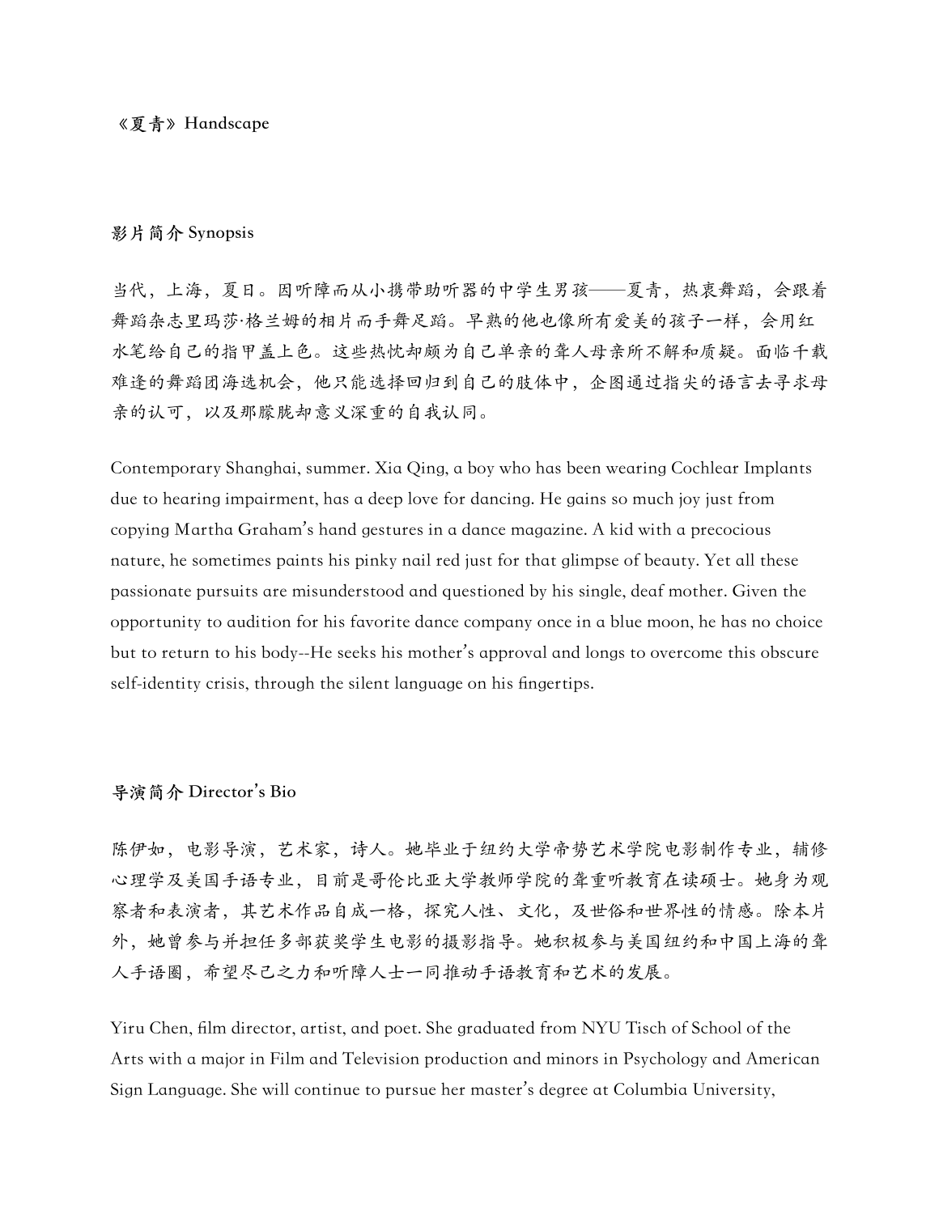**《夏青》Handscape**

**影片简介 Synopsis**

当代，上海，夏日。因听障而从小携带助听器的中学生男孩——夏青，热衷舞蹈，会跟着舞蹈杂志里玛莎·格兰姆的相片而手舞足蹈。早熟的他也像所有爱美的孩子一样，会用红水笔给自己的指甲盖上色。这些热忱却颇为自己单亲的聋人母亲所不解和质疑。面临千载难逢的舞蹈团海选机会，他只能选择回归到自己的肢体中，企图通过指尖的语言去寻求母亲的认可，以及那朦胧却意义深重的自我认同。

Contemporary Shanghai, summer. Xia Qing, a boy who has been wearing Cochlear Implants due to hearing impairment, has a deep love for dancing. He gains so much joy just from copying Martha Graham's hand gestures in a dance magazine. A kid with a precocious nature, he sometimes paints his pinky nail red just for that glimpse of beauty. Yet all these passionate pursuits are misunderstood and questioned by his single, deaf mother. Given the opportunity to audition for his favorite dance company once in a blue moon, he has no choice but to return to his body--He seeks his mother's approval and longs to overcome this obscure self-identity crisis, through the silent language on his fingertips.

**导演简介 Director's Bio**

陈伊如，电影导演，艺术家，诗人。她毕业于纽约大学帝势艺术学院电影制作专业，辅修心理学及美国手语专业，目前是哥伦比亚大学教师学院的聋重听教育在读硕士。她身为观察者和表演者，其艺术作品自成一格，探究人性、文化，及世俗和世界性的情感。除本片外，她曾参与并担任多部获奖学生电影的摄影指导。她积极参与美国纽约和中国上海的聋人手语圈，希望尽己之力和听障人士一同推动手语教育和艺术的发展。

Yiru Chen, film director, artist, and poet. She graduated from NYU Tisch of School of the Arts with a major in Film and Television production and minors in Psychology and American Sign Language. She will continue to pursue her master's degree at Columbia University,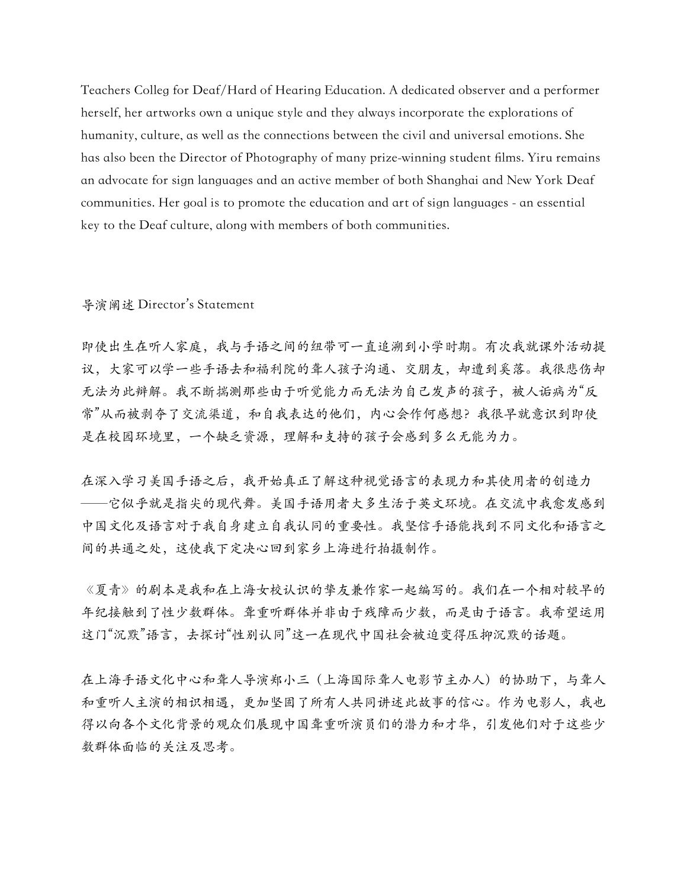Teachers Colleg for Deaf/Hard of Hearing Education. A dedicated observer and a performer herself, her artworks own a unique style and they always incorporate the explorations of humanity, culture, as well as the connections between the civil and universal emotions. She has also been the Director of Photography of many prize-winning student films. Yiru remains an advocate for sign languages and an active member of both Shanghai and New York Deaf communities. Her goal is to promote the education and art of sign languages - an essential key to the Deaf culture, along with members of both communities.

## 导演阐述 Director's Statement

即使出生在听人家庭，我与手语之间的纽带可一直追溯到小学时期。有次我就课外活动提议，大家可以学一些手语去和福利院的聋人孩子沟通、交朋友，却遭到奚落。我很悲伤却无法为此辩解。我不断揣测那些由于听觉能力而无法为自己发声的孩子，被人诟病为"反常"从而被剥夺了交流渠道，和自我表达的他们，内心会作何感想？我很早就意识到即使是在校园环境里，一个缺乏资源，理解和支持的孩子会感到多么无能为力。

在深入学习美国手语之后，我开始真正了解这种视觉语言的表现力和其使用者的创造力——它似乎就是指尖的现代舞。美国手语用者大多生活于英文环境。在交流中我愈发感到中国文化及语言对于我自身建立自我认同的重要性。我坚信手语能找到不同文化和语言之间的共通之处，这使我下定决心回到家乡上海进行拍摄制作。

《夏青》的剧本是我和在上海女校认识的挚友兼作家一起编写的。我们在一个相对较早的年纪接触到了性少数群体。聋重听群体并非由于残障而少数，而是由于语言。我希望运用这门"沉默"语言，去探讨"性别认同"这一在现代中国社会被迫变得压抑沉默的话题。

在上海手语文化中心和聋人导演郑小三（上海国际聋人电影节主办人）的协助下，与聋人和重听人主演的相识相遇，更加坚固了所有人共同讲述此故事的信心。作为电影人，我也得以向各个文化背景的观众们展现中国聋重听演员们的潜力和才华，引发他们对于这些少数群体面临的关注及思考。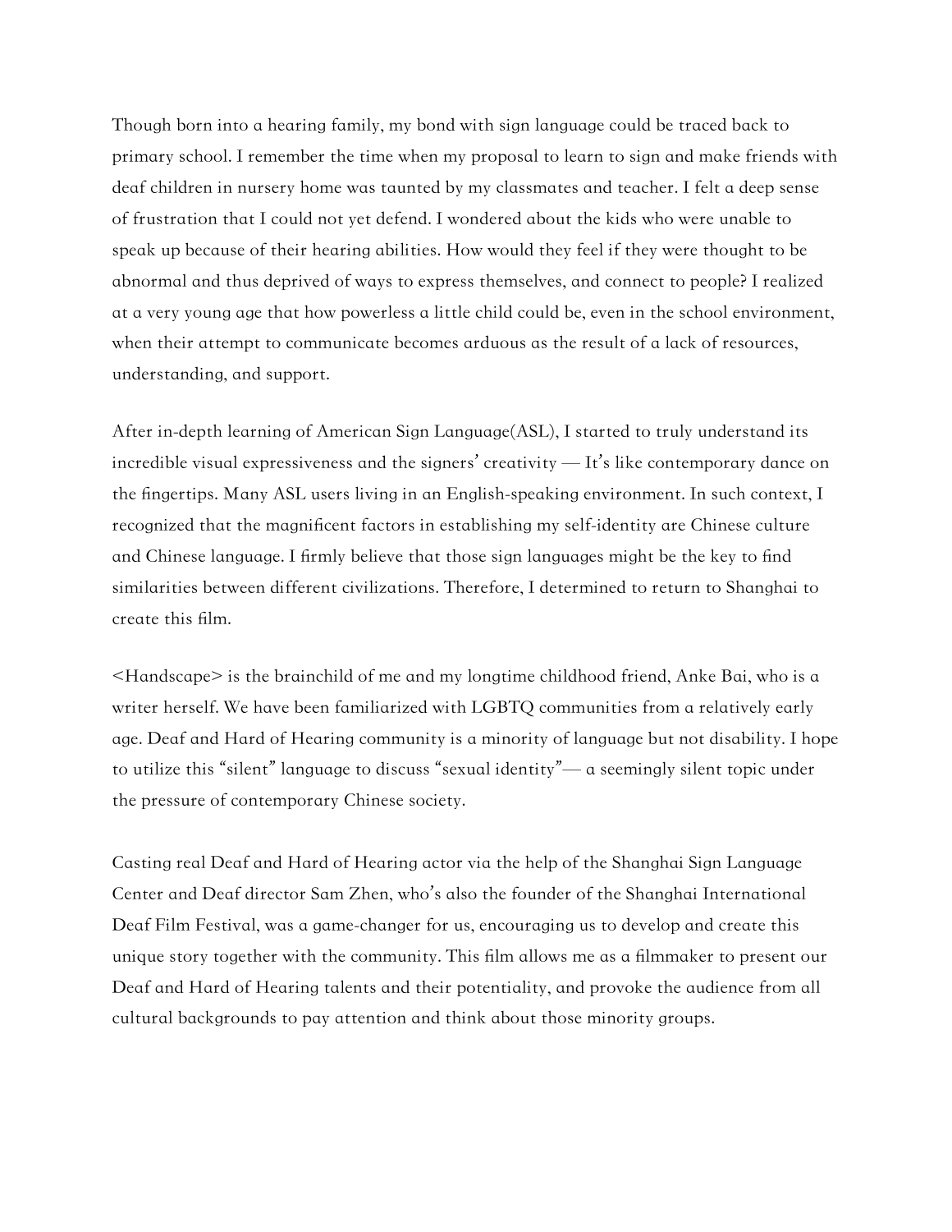Though born into a hearing family, my bond with sign language could be traced back to primary school. I remember the time when my proposal to learn to sign and make friends with deaf children in nursery home was taunted by my classmates and teacher. I felt a deep sense of frustration that I could not yet defend. I wondered about the kids who were unable to speak up because of their hearing abilities. How would they feel if they were thought to be abnormal and thus deprived of ways to express themselves, and connect to people? I realized at a very young age that how powerless a little child could be, even in the school environment, when their attempt to communicate becomes arduous as the result of a lack of resources, understanding, and support.

After in-depth learning of American Sign Language(ASL), I started to truly understand its incredible visual expressiveness and the signers' creativity — It's like contemporary dance on the fingertips. Many ASL users living in an English-speaking environment. In such context, I recognized that the magnificent factors in establishing my self-identity are Chinese culture and Chinese language. I firmly believe that those sign languages might be the key to find similarities between different civilizations. Therefore, I determined to return to Shanghai to create this film.

<Handscape> is the brainchild of me and my longtime childhood friend, Anke Bai, who is a writer herself. We have been familiarized with LGBTQ communities from a relatively early age. Deaf and Hard of Hearing community is a minority of language but not disability. I hope to utilize this "silent" language to discuss "sexual identity"— a seemingly silent topic under the pressure of contemporary Chinese society.

Casting real Deaf and Hard of Hearing actor via the help of the Shanghai Sign Language Center and Deaf director Sam Zhen, who's also the founder of the Shanghai International Deaf Film Festival, was a game-changer for us, encouraging us to develop and create this unique story together with the community. This film allows me as a filmmaker to present our Deaf and Hard of Hearing talents and their potentiality, and provoke the audience from all cultural backgrounds to pay attention and think about those minority groups.